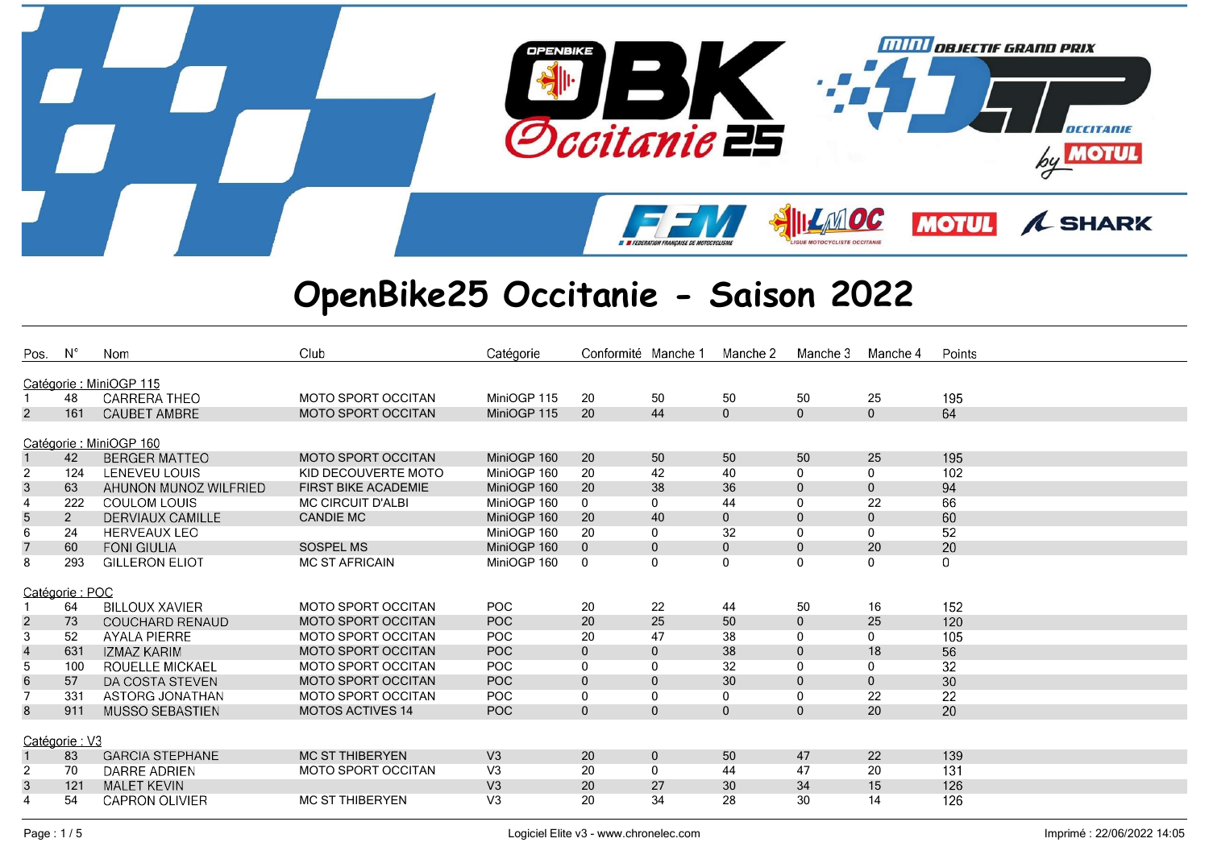# OpenBike25 Occitanie - Saison 2022

| Pos. | N° | Nom | Club | Catégorie | Conformité | Manche 1 | Manche 2 | Manche 3 | Manche 4 | Points |
|---|---|---|---|---|---|---|---|---|---|---|
| **Catégorie : MiniOGP 115** | | | | | | | | | | |
| 1 | 48 | CARRERA THEO | MOTO SPORT OCCITAN | MiniOGP 115 | 20 | 50 | 50 | 50 | 25 | 195 |
| 2 | 161 | CAUBET AMBRE | MOTO SPORT OCCITAN | MiniOGP 115 | 20 | 44 | 0 | 0 | 0 | 64 |
| **Catégorie : MiniOGP 160** | | | | | | | | | | |
| 1 | 42 | BERGER MATTEO | MOTO SPORT OCCITAN | MiniOGP 160 | 20 | 50 | 50 | 50 | 25 | 195 |
| 2 | 124 | LENEVEU LOUIS | KID DECOUVERTE MOTO | MiniOGP 160 | 20 | 42 | 40 | 0 | 0 | 102 |
| 3 | 63 | AHUNON MUNOZ WILFRIED | FIRST BIKE ACADEMIE | MiniOGP 160 | 20 | 38 | 36 | 0 | 0 | 94 |
| 4 | 222 | COULOM LOUIS | MC CIRCUIT D'ALBI | MiniOGP 160 | 0 | 0 | 44 | 0 | 22 | 66 |
| 5 | 2 | DERVIAUX CAMILLE | CANDIE MC | MiniOGP 160 | 20 | 40 | 0 | 0 | 0 | 60 |
| 6 | 24 | HERVEAUX LEO | | MiniOGP 160 | 20 | 0 | 32 | 0 | 0 | 52 |
| 7 | 60 | FONI GIULIA | SOSPEL MS | MiniOGP 160 | 0 | 0 | 0 | 0 | 20 | 20 |
| 8 | 293 | GILLERON ELIOT | MC ST AFRICAIN | MiniOGP 160 | 0 | 0 | 0 | 0 | 0 | 0 |
| **Catégorie : POC** | | | | | | | | | | |
| 1 | 64 | BILLOUX XAVIER | MOTO SPORT OCCITAN | POC | 20 | 22 | 44 | 50 | 16 | 152 |
| 2 | 73 | COUCHARD RENAUD | MOTO SPORT OCCITAN | POC | 20 | 25 | 50 | 0 | 25 | 120 |
| 3 | 52 | AYALA PIERRE | MOTO SPORT OCCITAN | POC | 20 | 47 | 38 | 0 | 0 | 105 |
| 4 | 631 | IZMAZ KARIM | MOTO SPORT OCCITAN | POC | 0 | 0 | 38 | 0 | 18 | 56 |
| 5 | 100 | ROUELLE MICKAEL | MOTO SPORT OCCITAN | POC | 0 | 0 | 32 | 0 | 0 | 32 |
| 6 | 57 | DA COSTA STEVEN | MOTO SPORT OCCITAN | POC | 0 | 0 | 30 | 0 | 0 | 30 |
| 7 | 331 | ASTORG JONATHAN | MOTO SPORT OCCITAN | POC | 0 | 0 | 0 | 0 | 22 | 22 |
| 8 | 911 | MUSSO SEBASTIEN | MOTOS ACTIVES 14 | POC | 0 | 0 | 0 | 0 | 20 | 20 |
| **Catégorie : V3** | | | | | | | | | | |
| 1 | 83 | GARCIA STEPHANE | MC ST THIBERYEN | V3 | 20 | 0 | 50 | 47 | 22 | 139 |
| 2 | 70 | DARRE ADRIEN | MOTO SPORT OCCITAN | V3 | 20 | 0 | 44 | 47 | 20 | 131 |
| 3 | 121 | MALET KEVIN | | V3 | 20 | 27 | 30 | 34 | 15 | 126 |
| 4 | 54 | CAPRON OLIVIER | MC ST THIBERYEN | V3 | 20 | 34 | 28 | 30 | 14 | 126 |

Logiciel Elite v3 - www.chronelec.com

Imprimé : 22/06/2022 14:05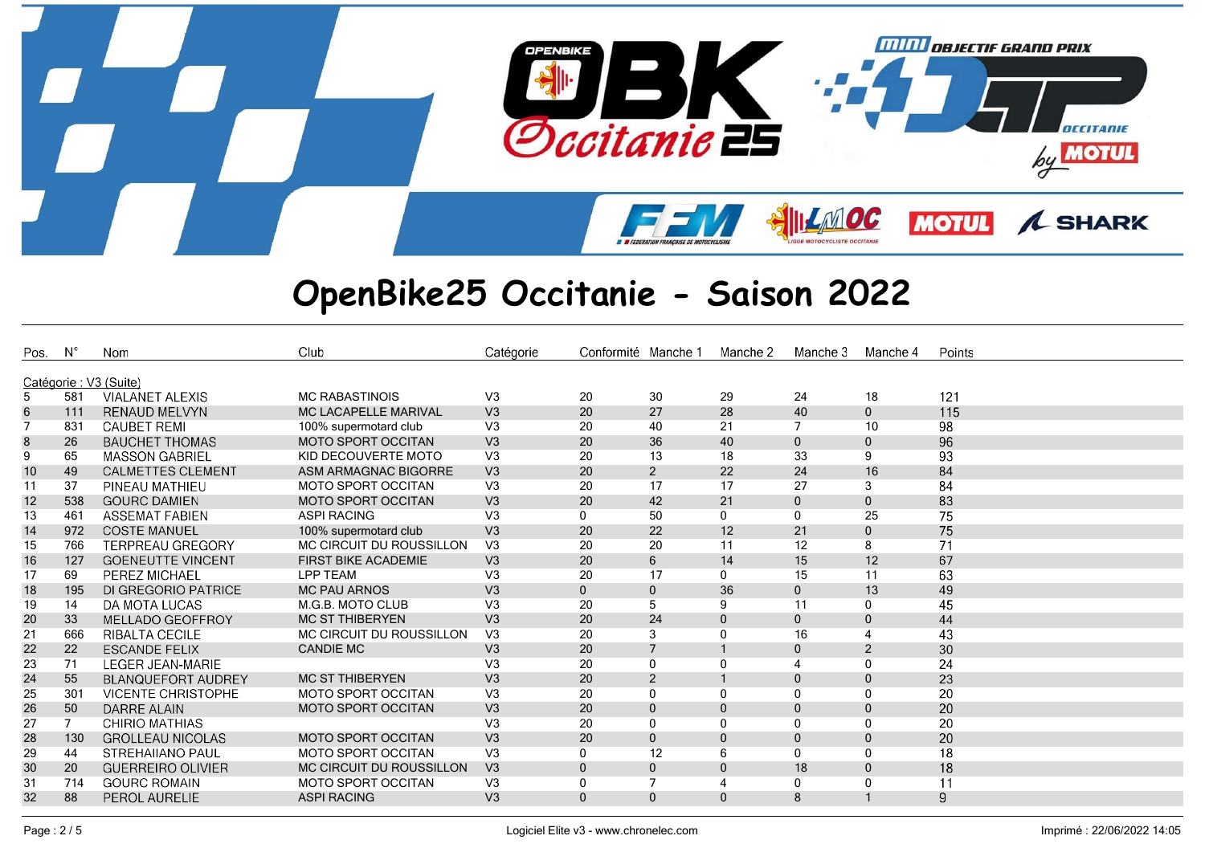# OpenBike25 Occitanie - Saison 2022

| Pos. | N° | Nom | Club | Catégorie | Conformité | Manche 1 | Manche 2 | Manche 3 | Manche 4 | Points |
|---|---|---|---|---|---|---|---|---|---|---|
| Catégorie : V3 (Suite) | | | | | | | | | | |
| 5 | 581 | VIALANET ALEXIS | MC RABASTINOIS | V3 | 20 | 30 | 29 | 24 | 18 | 121 |
| 6 | 111 | RENAUD MELVYN | MC LACAPELLE MARIVAL | V3 | 20 | 27 | 28 | 40 | 0 | 115 |
| 7 | 831 | CAUBET REMI | 100% supermotard club | V3 | 20 | 40 | 21 | 7 | 10 | 98 |
| 8 | 26 | BAUCHET THOMAS | MOTO SPORT OCCITAN | V3 | 20 | 36 | 40 | 0 | 0 | 96 |
| 9 | 65 | MASSON GABRIEL | KID DECOUVERTE MOTO | V3 | 20 | 13 | 18 | 33 | 9 | 93 |
| 10 | 49 | CALMETTES CLEMENT | ASM ARMAGNAC BIGORRE | V3 | 20 | 2 | 22 | 24 | 16 | 84 |
| 11 | 37 | PINEAU MATHIEU | MOTO SPORT OCCITAN | V3 | 20 | 17 | 17 | 27 | 3 | 84 |
| 12 | 538 | GOURC DAMIEN | MOTO SPORT OCCITAN | V3 | 20 | 42 | 21 | 0 | 0 | 83 |
| 13 | 461 | ASSEMAT FABIEN | ASPI RACING | V3 | 0 | 50 | 0 | 0 | 25 | 75 |
| 14 | 972 | COSTE MANUEL | 100% supermotard club | V3 | 20 | 22 | 12 | 21 | 0 | 75 |
| 15 | 766 | TERPREAU GREGORY | MC CIRCUIT DU ROUSSILLON | V3 | 20 | 20 | 11 | 12 | 8 | 71 |
| 16 | 127 | GOENEUTTE VINCENT | FIRST BIKE ACADEMIE | V3 | 20 | 6 | 14 | 15 | 12 | 67 |
| 17 | 69 | PEREZ MICHAEL | LPP TEAM | V3 | 20 | 17 | 0 | 15 | 11 | 63 |
| 18 | 195 | DI GREGORIO PATRICE | MC PAU ARNOS | V3 | 0 | 0 | 36 | 0 | 13 | 49 |
| 19 | 14 | DA MOTA LUCAS | M.G.B. MOTO CLUB | V3 | 20 | 5 | 9 | 11 | 0 | 45 |
| 20 | 33 | MELLADO GEOFFROY | MC ST THIBERYEN | V3 | 20 | 24 | 0 | 0 | 0 | 44 |
| 21 | 666 | RIBALTA CECILE | MC CIRCUIT DU ROUSSILLON | V3 | 20 | 3 | 0 | 16 | 4 | 43 |
| 22 | 22 | ESCANDE FELIX | CANDIE MC | V3 | 20 | 7 | 1 | 0 | 2 | 30 |
| 23 | 71 | LEGER JEAN-MARIE | | V3 | 20 | 0 | 0 | 4 | 0 | 24 |
| 24 | 55 | BLANQUEFORT AUDREY | MC ST THIBERYEN | V3 | 20 | 2 | 1 | 0 | 0 | 23 |
| 25 | 301 | VICENTE CHRISTOPHE | MOTO SPORT OCCITAN | V3 | 20 | 0 | 0 | 0 | 0 | 20 |
| 26 | 50 | DARRE ALAIN | MOTO SPORT OCCITAN | V3 | 20 | 0 | 0 | 0 | 0 | 20 |
| 27 | 7 | CHIRIO MATHIAS | | V3 | 20 | 0 | 0 | 0 | 0 | 20 |
| 28 | 130 | GROLLEAU NICOLAS | MOTO SPORT OCCITAN | V3 | 20 | 0 | 0 | 0 | 0 | 20 |
| 29 | 44 | STREHAIANO PAUL | MOTO SPORT OCCITAN | V3 | 0 | 12 | 6 | 0 | 0 | 18 |
| 30 | 20 | GUERREIRO OLIVIER | MC CIRCUIT DU ROUSSILLON | V3 | 0 | 0 | 0 | 18 | 0 | 18 |
| 31 | 714 | GOURC ROMAIN | MOTO SPORT OCCITAN | V3 | 0 | 7 | 4 | 0 | 0 | 11 |
| 32 | 88 | PEROL AURELIE | ASPI RACING | V3 | 0 | 0 | 0 | 8 | 1 | 9 |

Logiciel Elite v3 - www.chronelec.com

Imprimé : 22/06/2022 14:05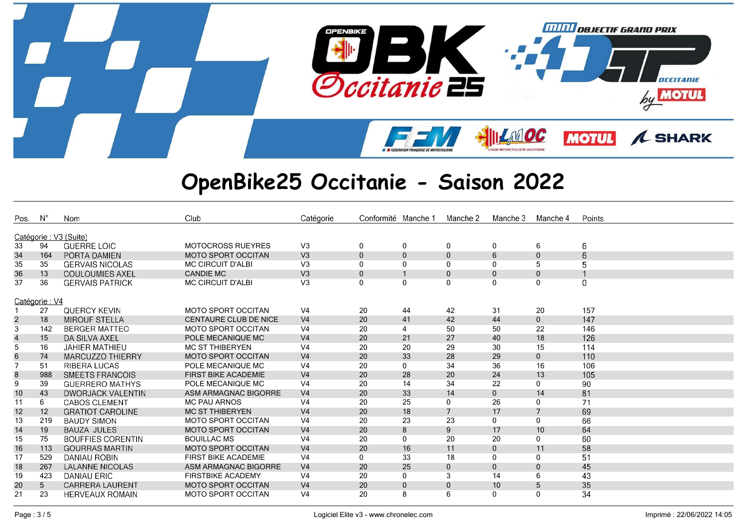# OpenBike25 Occitanie - Saison 2022

| Pos. | N° | Nom | Club | Catégorie | Conformité | Manche 1 | Manche 2 | Manche 3 | Manche 4 | Points |
|---|---|---|---|---|---|---|---|---|---|---|
| **Catégorie : V3 (Suite)** | | | | | | | | | | |
| 33 | 94 | GUERRE LOIC | MOTOCROSS RUEYRES | V3 | 0 | 0 | 0 | 0 | 6 | 6 |
| 34 | 164 | PORTA DAMIEN | MOTO SPORT OCCITAN | V3 | 0 | 0 | 0 | 6 | 0 | 6 |
| 35 | 35 | GERVAIS NICOLAS | MC CIRCUIT D'ALBI | V3 | 0 | 0 | 0 | 0 | 5 | 5 |
| 36 | 13 | COULOUMIES AXEL | CANDIE MC | V3 | 0 | 1 | 0 | 0 | 0 | 1 |
| 37 | 36 | GERVAIS PATRICK | MC CIRCUIT D'ALBI | V3 | 0 | 0 | 0 | 0 | 0 | 0 |
| **Catégorie : V4** | | | | | | | | | | |
| 1 | 27 | QUERCY KEVIN | MOTO SPORT OCCITAN | V4 | 20 | 44 | 42 | 31 | 20 | 157 |
| 2 | 18 | MIROUF STELLA | CENTAURE CLUB DE NICE | V4 | 20 | 41 | 42 | 44 | 0 | 147 |
| 3 | 142 | BERGER MATTEO | MOTO SPORT OCCITAN | V4 | 20 | 4 | 50 | 50 | 22 | 146 |
| 4 | 15 | DA SILVA AXEL | POLE MECANIQUE MC | V4 | 20 | 21 | 27 | 40 | 18 | 126 |
| 5 | 16 | JAHIER MATHIEU | MC ST THIBERYEN | V4 | 20 | 20 | 29 | 30 | 15 | 114 |
| 6 | 74 | MARCUZZO THIERRY | MOTO SPORT OCCITAN | V4 | 20 | 33 | 28 | 29 | 0 | 110 |
| 7 | 51 | RIBERA LUCAS | POLE MECANIQUE MC | V4 | 20 | 0 | 34 | 36 | 16 | 106 |
| 8 | 988 | SMEETS FRANCOIS | FIRST BIKE ACADEMIE | V4 | 20 | 28 | 20 | 24 | 13 | 105 |
| 9 | 39 | GUERRERO MATHYS | POLE MECANIQUE MC | V4 | 20 | 14 | 34 | 22 | 0 | 90 |
| 10 | 43 | DWORJACK VALENTIN | ASM ARMAGNAC BIGORRE | V4 | 20 | 33 | 14 | 0 | 14 | 81 |
| 11 | 6 | CABOS CLEMENT | MC PAU ARNOS | V4 | 20 | 25 | 0 | 26 | 0 | 71 |
| 12 | 12 | GRATIOT CAROLINE | MC ST THIBERYEN | V4 | 20 | 18 | 7 | 17 | 7 | 69 |
| 13 | 219 | BAUDY SIMON | MOTO SPORT OCCITAN | V4 | 20 | 23 | 23 | 0 | 0 | 66 |
| 14 | 19 | BAUZA JULES | MOTO SPORT OCCITAN | V4 | 20 | 8 | 9 | 17 | 10 | 64 |
| 15 | 75 | BOUFFIES CORENTIN | BOUILLAC MS | V4 | 20 | 0 | 20 | 20 | 0 | 60 |
| 16 | 113 | GOURRAS MARTIN | MOTO SPORT OCCITAN | V4 | 20 | 16 | 11 | 0 | 11 | 58 |
| 17 | 529 | DANIAU ROBIN | FIRST BIKE ACADEMIE | V4 | 0 | 33 | 18 | 0 | 0 | 51 |
| 18 | 267 | LALANNE NICOLAS | ASM ARMAGNAC BIGORRE | V4 | 20 | 25 | 0 | 0 | 0 | 45 |
| 19 | 423 | DANIAU ERIC | FIRSTBIKE ACADEMY | V4 | 20 | 0 | 3 | 14 | 6 | 43 |
| 20 | 5 | CARRERA LAURENT | MOTO SPORT OCCITAN | V4 | 20 | 0 | 0 | 10 | 5 | 35 |
| 21 | 23 | HERVEAUX ROMAIN | MOTO SPORT OCCITAN | V4 | 20 | 8 | 6 | 0 | 0 | 34 |

Logiciel Elite v3 - www.chronelec.com

Imprimé : 22/06/2022 14:05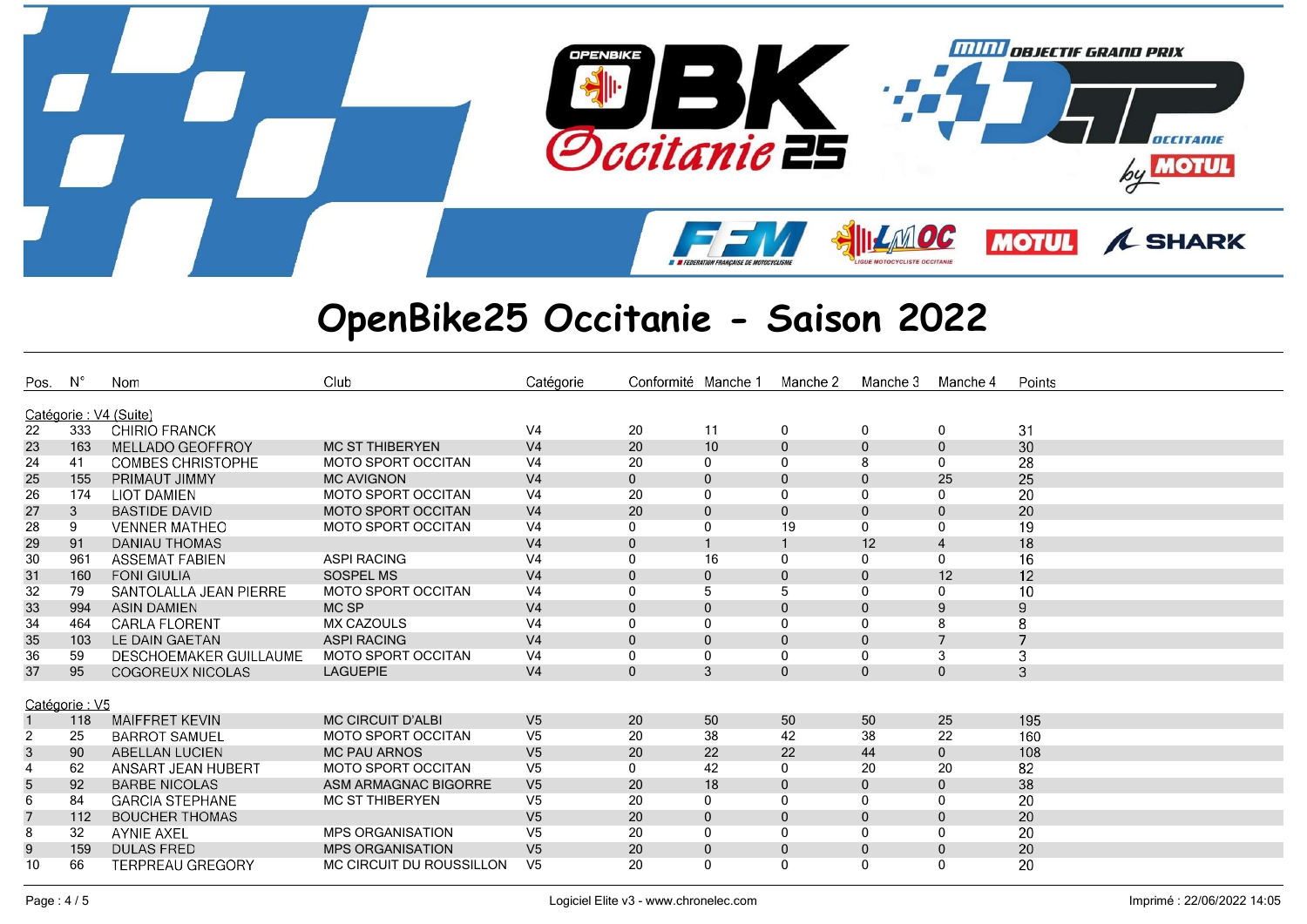# OpenBike25 Occitanie - Saison 2022

| Pos. | N° | Nom | Club | Catégorie | Conformité | Manche 1 | Manche 2 | Manche 3 | Manche 4 | Points |
|---|---|---|---|---|---|---|---|---|---|---|
| **Catégorie : V4 (Suite)** | | | | | | | | | | |
| 22 | 333 | CHIRIO FRANCK | | V4 | 20 | 11 | 0 | 0 | 0 | 31 |
| 23 | 163 | MELLADO GEOFFROY | MC ST THIBERYEN | V4 | 20 | 10 | 0 | 0 | 0 | 30 |
| 24 | 41 | COMBES CHRISTOPHE | MOTO SPORT OCCITAN | V4 | 20 | 0 | 0 | 8 | 0 | 28 |
| 25 | 155 | PRIMAUT JIMMY | MC AVIGNON | V4 | 0 | 0 | 0 | 0 | 25 | 25 |
| 26 | 174 | LIOT DAMIEN | MOTO SPORT OCCITAN | V4 | 20 | 0 | 0 | 0 | 0 | 20 |
| 27 | 3 | BASTIDE DAVID | MOTO SPORT OCCITAN | V4 | 20 | 0 | 0 | 0 | 0 | 20 |
| 28 | 9 | VENNER MATHEO | MOTO SPORT OCCITAN | V4 | 0 | 0 | 19 | 0 | 0 | 19 |
| 29 | 91 | DANIAU THOMAS | | V4 | 0 | 1 | 1 | 12 | 4 | 18 |
| 30 | 961 | ASSEMAT FABIEN | ASPI RACING | V4 | 0 | 16 | 0 | 0 | 0 | 16 |
| 31 | 160 | FONI GIULIA | SOSPEL MS | V4 | 0 | 0 | 0 | 0 | 12 | 12 |
| 32 | 79 | SANTOLALLA JEAN PIERRE | MOTO SPORT OCCITAN | V4 | 0 | 5 | 5 | 0 | 0 | 10 |
| 33 | 994 | ASIN DAMIEN | MC SP | V4 | 0 | 0 | 0 | 0 | 9 | 9 |
| 34 | 464 | CARLA FLORENT | MX CAZOULS | V4 | 0 | 0 | 0 | 0 | 8 | 8 |
| 35 | 103 | LE DAIN GAETAN | ASPI RACING | V4 | 0 | 0 | 0 | 0 | 7 | 7 |
| 36 | 59 | DESCHOEMAKER GUILLAUME | MOTO SPORT OCCITAN | V4 | 0 | 0 | 0 | 0 | 3 | 3 |
| 37 | 95 | COGOREUX NICOLAS | LAGUEPIE | V4 | 0 | 3 | 0 | 0 | 0 | 3 |
| **Catégorie : V5** | | | | | | | | | | |
| 1 | 118 | MAIFFRET KEVIN | MC CIRCUIT D'ALBI | V5 | 20 | 50 | 50 | 50 | 25 | 195 |
| 2 | 25 | BARROT SAMUEL | MOTO SPORT OCCITAN | V5 | 20 | 38 | 42 | 38 | 22 | 160 |
| 3 | 90 | ABELLAN LUCIEN | MC PAU ARNOS | V5 | 20 | 22 | 22 | 44 | 0 | 108 |
| 4 | 62 | ANSART JEAN HUBERT | MOTO SPORT OCCITAN | V5 | 0 | 42 | 0 | 20 | 20 | 82 |
| 5 | 92 | BARBE NICOLAS | ASM ARMAGNAC BIGORRE | V5 | 20 | 18 | 0 | 0 | 0 | 38 |
| 6 | 84 | GARCIA STEPHANE | MC ST THIBERYEN | V5 | 20 | 0 | 0 | 0 | 0 | 20 |
| 7 | 112 | BOUCHER THOMAS | | V5 | 20 | 0 | 0 | 0 | 0 | 20 |
| 8 | 32 | AYNIE AXEL | MPS ORGANISATION | V5 | 20 | 0 | 0 | 0 | 0 | 20 |
| 9 | 159 | DULAS FRED | MPS ORGANISATION | V5 | 20 | 0 | 0 | 0 | 0 | 20 |
| 10 | 66 | TERPREAU GREGORY | MC CIRCUIT DU ROUSSILLON | V5 | 20 | 0 | 0 | 0 | 0 | 20 |

Logiciel Elite v3 - www.chronelec.com

Imprimé : 22/06/2022 14:05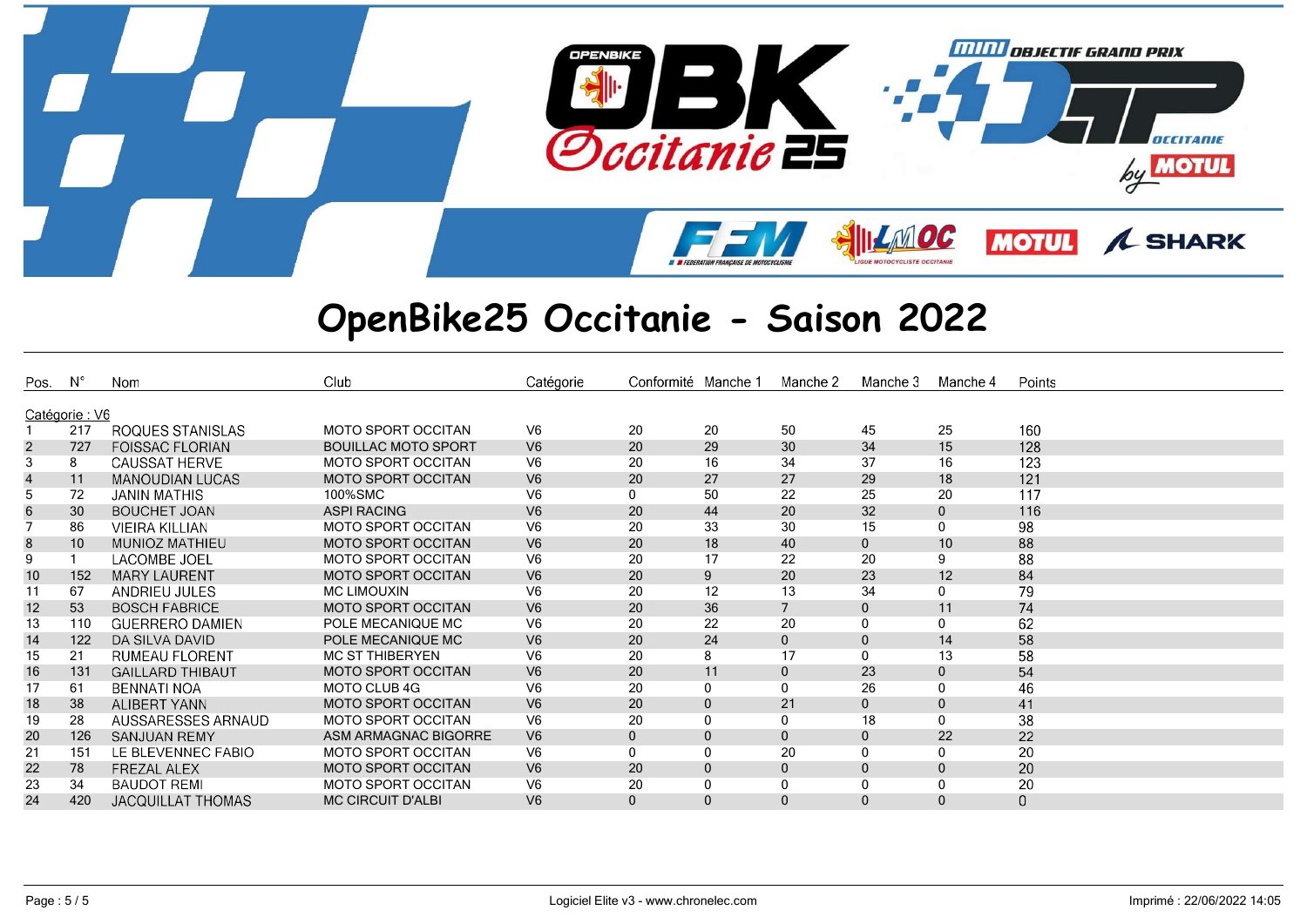# OpenBike25 Occitanie - Saison 2022

| Pos. | N° | Nom | Club | Catégorie | Conformité | Manche 1 | Manche 2 | Manche 3 | Manche 4 | Points |
|---|---|---|---|---|---|---|---|---|---|---|
| Catégorie : V6 | | | | | | | | | | |
| 1 | 217 | ROQUES STANISLAS | MOTO SPORT OCCITAN | V6 | 20 | 20 | 50 | 45 | 25 | 160 |
| 2 | 727 | FOISSAC FLORIAN | BOUILLAC MOTO SPORT | V6 | 20 | 29 | 30 | 34 | 15 | 128 |
| 3 | 8 | CAUSSAT HERVE | MOTO SPORT OCCITAN | V6 | 20 | 16 | 34 | 37 | 16 | 123 |
| 4 | 11 | MANOUDIAN LUCAS | MOTO SPORT OCCITAN | V6 | 20 | 27 | 27 | 29 | 18 | 121 |
| 5 | 72 | JANIN MATHIS | 100%SMC | V6 | 0 | 50 | 22 | 25 | 20 | 117 |
| 6 | 30 | BOUCHET JOAN | ASPI RACING | V6 | 20 | 44 | 20 | 32 | 0 | 116 |
| 7 | 86 | VIEIRA KILLIAN | MOTO SPORT OCCITAN | V6 | 20 | 33 | 30 | 15 | 0 | 98 |
| 8 | 10 | MUNIOZ MATHIEU | MOTO SPORT OCCITAN | V6 | 20 | 18 | 40 | 0 | 10 | 88 |
| 9 | 1 | LACOMBE JOEL | MOTO SPORT OCCITAN | V6 | 20 | 17 | 22 | 20 | 9 | 88 |
| 10 | 152 | MARY LAURENT | MOTO SPORT OCCITAN | V6 | 20 | 9 | 20 | 23 | 12 | 84 |
| 11 | 67 | ANDRIEU JULES | MC LIMOUXIN | V6 | 20 | 12 | 13 | 34 | 0 | 79 |
| 12 | 53 | BOSCH FABRICE | MOTO SPORT OCCITAN | V6 | 20 | 36 | 7 | 0 | 11 | 74 |
| 13 | 110 | GUERRERO DAMIEN | POLE MECANIQUE MC | V6 | 20 | 22 | 20 | 0 | 0 | 62 |
| 14 | 122 | DA SILVA DAVID | POLE MECANIQUE MC | V6 | 20 | 24 | 0 | 0 | 14 | 58 |
| 15 | 21 | RUMEAU FLORENT | MC ST THIBERYEN | V6 | 20 | 8 | 17 | 0 | 13 | 58 |
| 16 | 131 | GAILLARD THIBAUT | MOTO SPORT OCCITAN | V6 | 20 | 11 | 0 | 23 | 0 | 54 |
| 17 | 61 | BENNATI NOA | MOTO CLUB 4G | V6 | 20 | 0 | 0 | 26 | 0 | 46 |
| 18 | 38 | ALIBERT YANN | MOTO SPORT OCCITAN | V6 | 20 | 0 | 21 | 0 | 0 | 41 |
| 19 | 28 | AUSSARESSES ARNAUD | MOTO SPORT OCCITAN | V6 | 20 | 0 | 0 | 18 | 0 | 38 |
| 20 | 126 | SANJUAN REMY | ASM ARMAGNAC BIGORRE | V6 | 0 | 0 | 0 | 0 | 22 | 22 |
| 21 | 151 | LE BLEVENNEC FABIO | MOTO SPORT OCCITAN | V6 | 0 | 0 | 20 | 0 | 0 | 20 |
| 22 | 78 | FREZAL ALEX | MOTO SPORT OCCITAN | V6 | 20 | 0 | 0 | 0 | 0 | 20 |
| 23 | 34 | BAUDOT REMI | MOTO SPORT OCCITAN | V6 | 20 | 0 | 0 | 0 | 0 | 20 |
| 24 | 420 | JACQUILLAT THOMAS | MC CIRCUIT D'ALBI | V6 | 0 | 0 | 0 | 0 | 0 | 0 |

Logiciel Elite v3 - www.chronelec.com

Imprimé : 22/06/2022 14:05